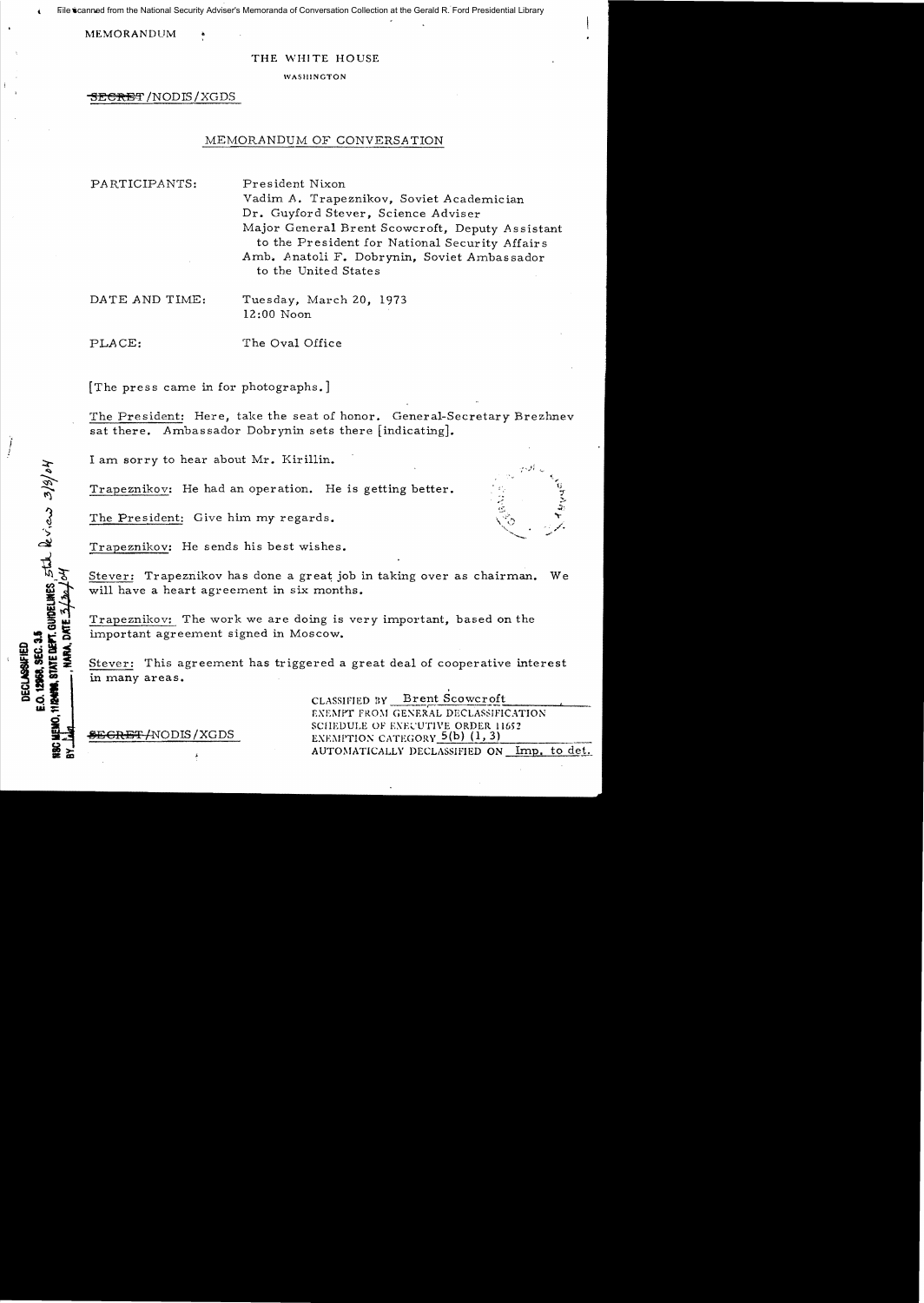File scanned from the National Security Adviser's Memoranda of Conversation Collection at the Gerald R. Ford Presidential Library

MEMORANDUM

THE WHITE HOUSE

WASHINGTON

~~SECRET~~/NODIS/XGDS

MEMORANDUM OF CONVERSATION

PARTICIPANTS: President Nixon
Vadim A. Trapeznikov, Soviet Academician
Dr. Guyford Stever, Science Adviser
Major General Brent Scowcroft, Deputy Assistant to the President for National Security Affairs
Amb. Anatoli F. Dobrynin, Soviet Ambassador to the United States

DATE AND TIME: Tuesday, March 20, 1973
12:00 Noon

PLACE: The Oval Office

[The press came in for photographs.]

The President: Here, take the seat of honor. General-Secretary Brezhnev sat there. Ambassador Dobrynin sets there [indicating].

I am sorry to hear about Mr. Kirillin.

Trapeznikov: He had an operation. He is getting better.

The President: Give him my regards.

Trapeznikov: He sends his best wishes.

Stever: Trapeznikov has done a great job in taking over as chairman. We will have a heart agreement in six months.

Trapeznikov: The work we are doing is very important, based on the important agreement signed in Moscow.

Stever: This agreement has triggered a great deal of cooperative interest in many areas.

DECLASSIFIED
E.O. 12958, SEC. 3.5
NSC MEMO, 11/24/98, STATE DEPT. GUIDELINES, State Review 3/9/04
BY ___, NARA, DATE 3/30/04

~~SECRET~~/NODIS/XGDS

CLASSIFIED BY Brent Scowcroft
EXEMPT FROM GENERAL DECLASSIFICATION
SCHEDULE OF EXECUTIVE ORDER 11652
EXEMPTION CATEGORY 5(b) (1, 3)
AUTOMATICALLY DECLASSIFIED ON Imp. to det.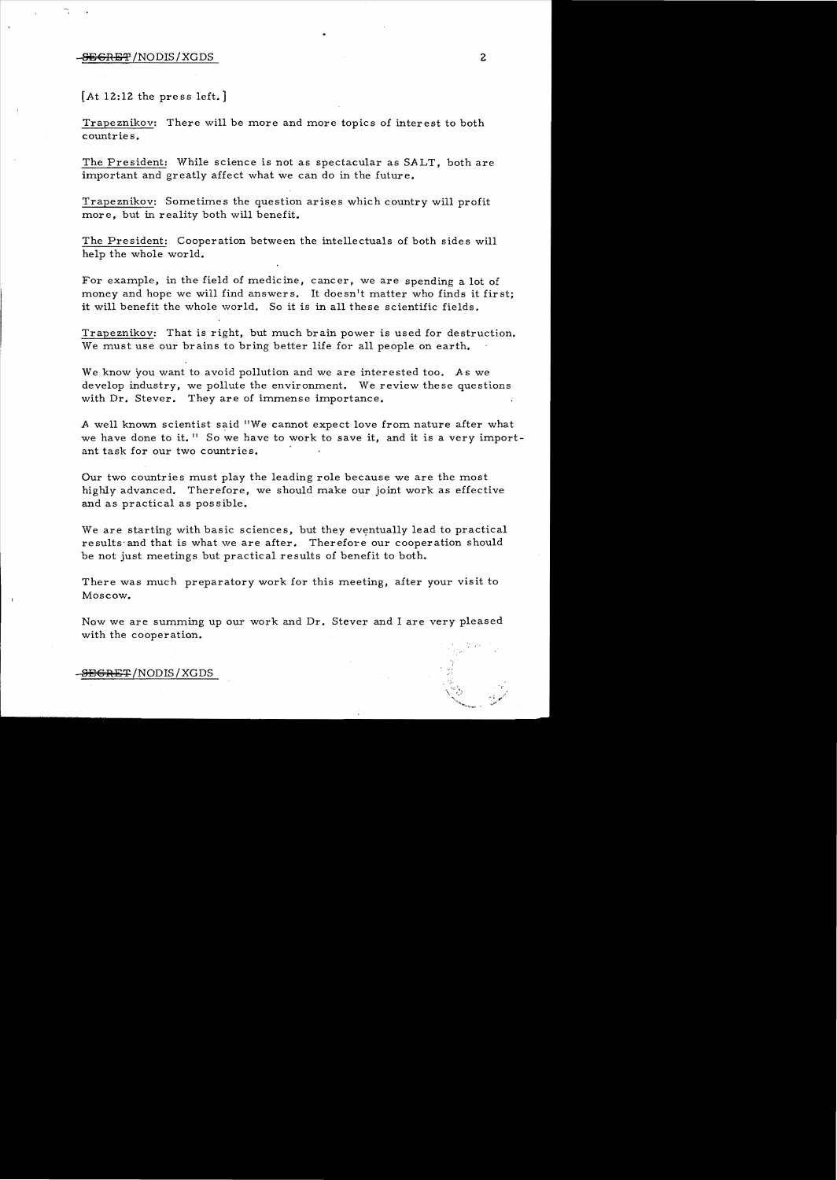[At 12:12 the press left.]

Trapeznikov: There will be more and more topics of interest to both countries.

The President: While science is not as spectacular as SALT, both are important and greatly affect what we can do in the future.

Trapeznikov: Sometimes the question arises which country will profit more, but in reality both will benefit.

The President: Cooperation between the intellectuals of both sides will help the whole world.

For example, in the field of medicine, cancer, we are spending a lot of money and hope we will find answers. It doesn't matter who finds it first; it will benefit the whole world. So it is in all these scientific fields.

Trapeznikov: That is right, but much brain power is used for destruction. We must use our brains to bring better life for all people on earth.

We know you want to avoid pollution and we are interested too. As we develop industry, we pollute the environment. We review these questions with Dr. Stever. They are of immense importance.

A well known scientist said "We cannot expect love from nature after what we have done to it." So we have to work to save it, and it is a very important task for our two countries.

Our two countries must play the leading role because we are the most highly advanced. Therefore, we should make our joint work as effective and as practical as possible.

We are starting with basic sciences, but they eventually lead to practical results and that is what we are after. Therefore our cooperation should be not just meetings but practical results of benefit to both.

There was much preparatory work for this meeting, after your visit to Moscow.

Now we are summing up our work and Dr. Stever and I are very pleased with the cooperation.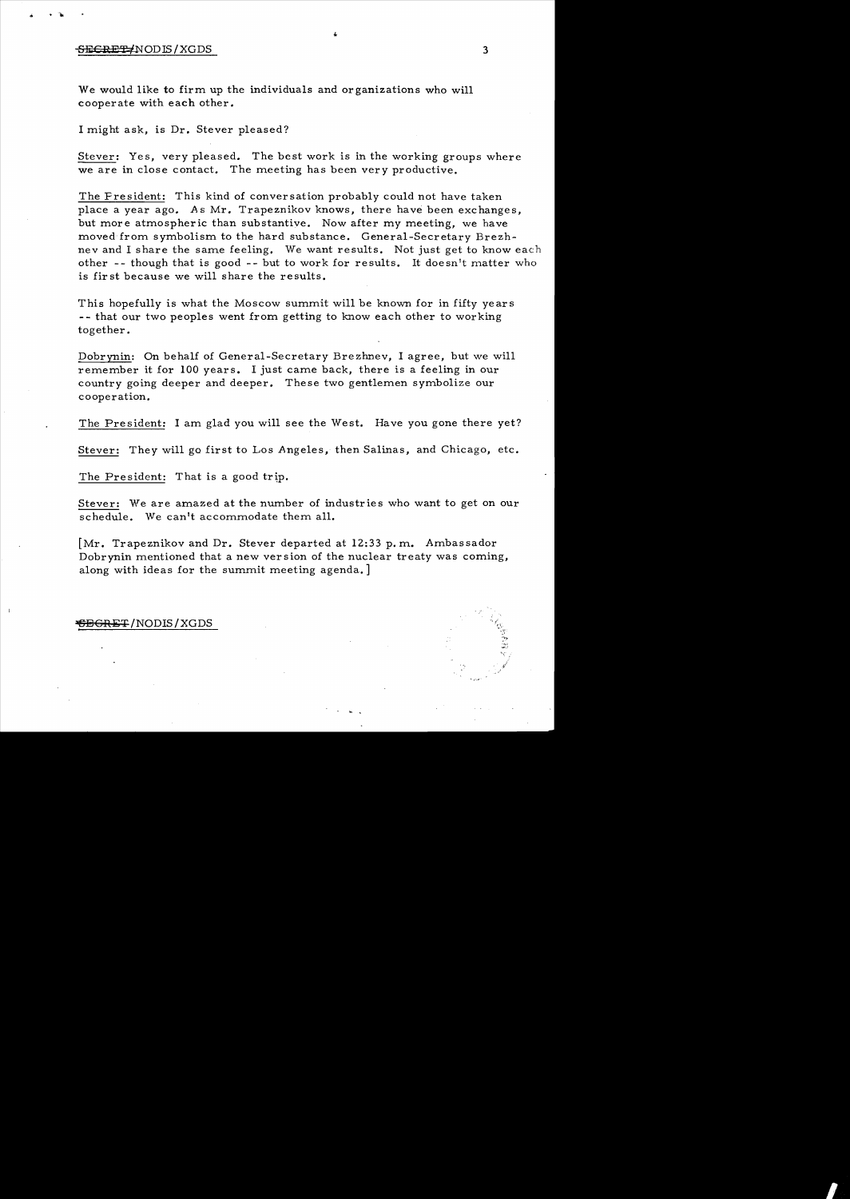We would like to firm up the individuals and organizations who will cooperate with each other.

I might ask, is Dr. Stever pleased?

Stever: Yes, very pleased. The best work is in the working groups where we are in close contact. The meeting has been very productive.

The President: This kind of conversation probably could not have taken place a year ago. As Mr. Trapeznikov knows, there have been exchanges, but more atmospheric than substantive. Now after my meeting, we have moved from symbolism to the hard substance. General-Secretary Brezhnev and I share the same feeling. We want results. Not just get to know each other -- though that is good -- but to work for results. It doesn't matter who is first because we will share the results.

This hopefully is what the Moscow summit will be known for in fifty years -- that our two peoples went from getting to know each other to working together.

Dobrynin: On behalf of General-Secretary Brezhnev, I agree, but we will remember it for 100 years. I just came back, there is a feeling in our country going deeper and deeper. These two gentlemen symbolize our cooperation.

The President: I am glad you will see the West. Have you gone there yet?

Stever: They will go first to Los Angeles, then Salinas, and Chicago, etc.

The President: That is a good trip.

Stever: We are amazed at the number of industries who want to get on our schedule. We can't accommodate them all.

[Mr. Trapeznikov and Dr. Stever departed at 12:33 p.m. Ambassador Dobrynin mentioned that a new version of the nuclear treaty was coming, along with ideas for the summit meeting agenda.]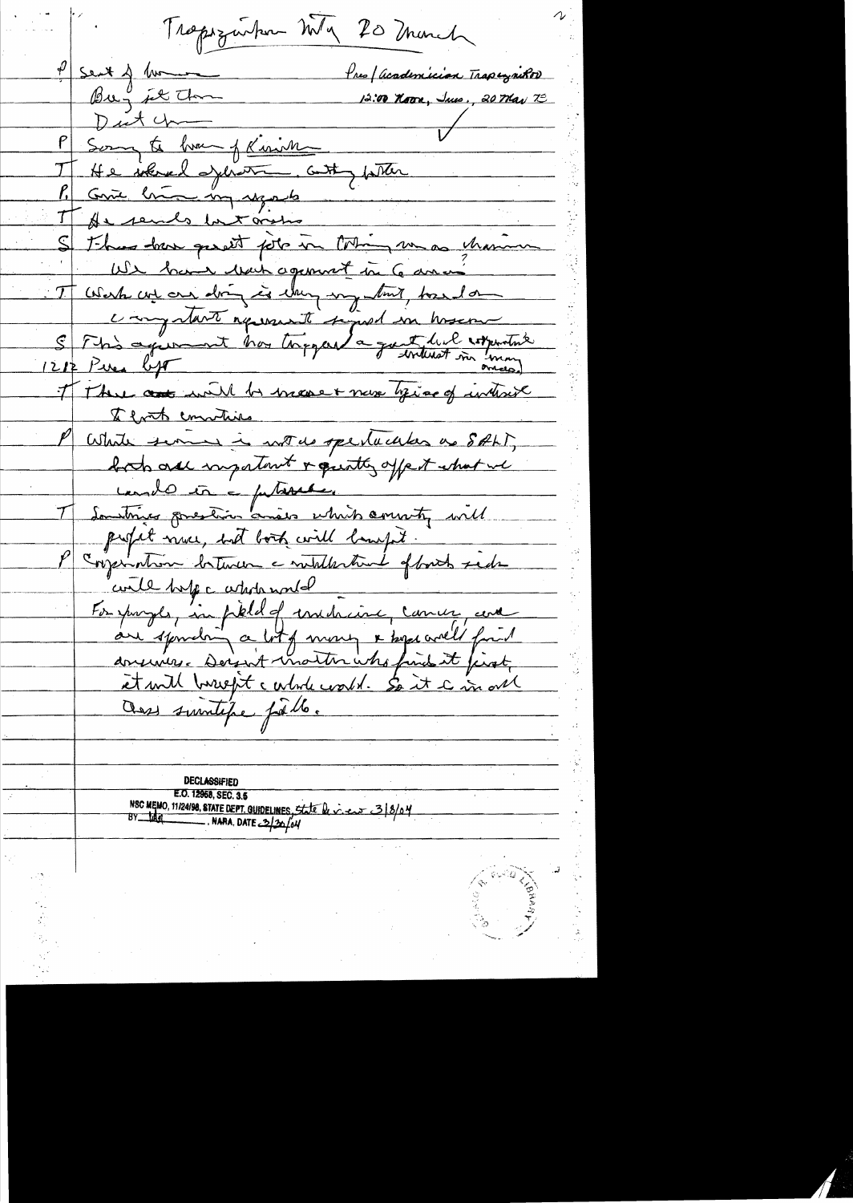Trapeznikov Mtg 20 March

P Sort of been
Busy get them
Didn't then

Pres / Academician Trapeznikov
12:00 Noon, Tues., 20 Mar 73

P Sorry to hear of Kirillin
T He worked after then. Getting better
P Give him my regards
T He sends best wishes
S There have been great progress in Techn. area as chairman
We have made agreement in 6 areas?
T Work we are doing is very important, based on a very important agreement signed in Moscow
S This agreement has triggered a great deal interest in many areas

1212 Pres left

T There will be more & new topics of interest to both countries
P While science is not as spectacular as SALT, both are important & greatly affect what we could do in future.
T Sometimes question arises which country will profit more, but both will benefit.
P Cooperation between intellectuals of both sides could help whole world
For example, in field of medicine, cancer, we are spending a lot of money & hope we'll find answers. Doesn't matter who finds it first, it will benefit whole world. So it is in all these scientific fields.

DECLASSIFIED
E.O. 12958, SEC. 3.5
NSC MEMO, 11/24/98, STATE DEPT. GUIDELINES, State Review 3/8/04
BY [illegible], NARA, DATE 3/30/04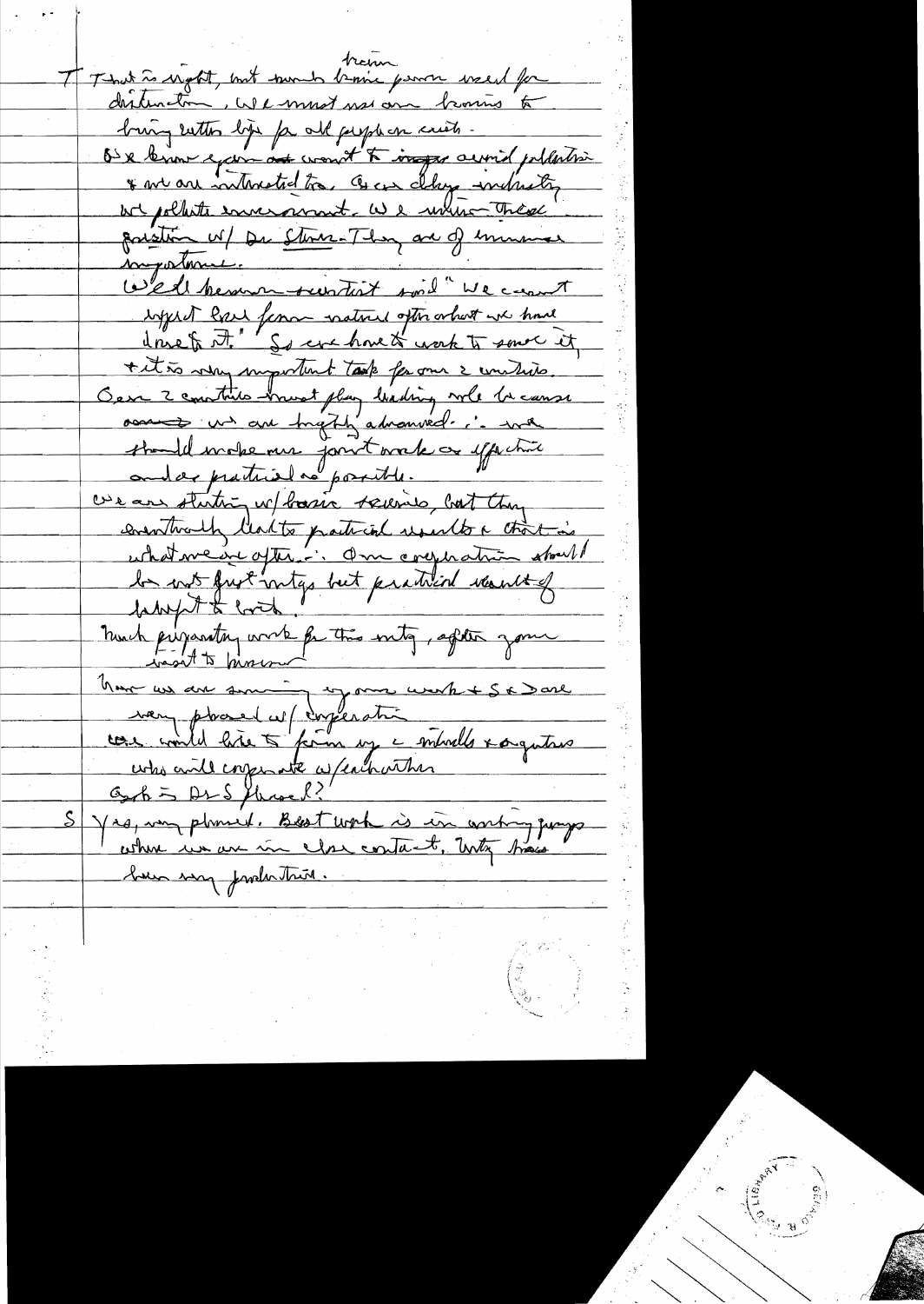T That is right, but much ~~[illegible]~~ brain power used for destruction. We must use our brains to bring better life for all peoples on earth.

As we know, your ~~[illegible]~~ want to ~~[illegible]~~ avoid pollution & we are interested too. As our chem industry are pollute environment. We value these questions w/ Dr Stever. They are of immense importance.

Well known scientist said "We cannot expect [illegible] from nature after what we have done to it." So we have to work to correct it, & it is very important task for our 2 countries.

Our 2 countries must play leading role because ~~[illegible]~~ we are highly advanced. ∴ we should make our joint work as effective and as practical as possible.

We are starting w/ basic science, but they eventually lead to practical results & that is what we are after. ∴ Our cooperation should be not just mtgs but practical results of benefit to both.

Much preparatory work for this mtg, after your visit to Moscow.

Now we are summing up our work & S & Dare very pleased w/ cooperation. We would like to firm up ~~[illegible]~~ models & organizations who will cooperate w/ each other.

Ask if Dr S pleased?

S Yes, very pleased. Best work is in working groups where we are in close contact. Mtgs have been very productive.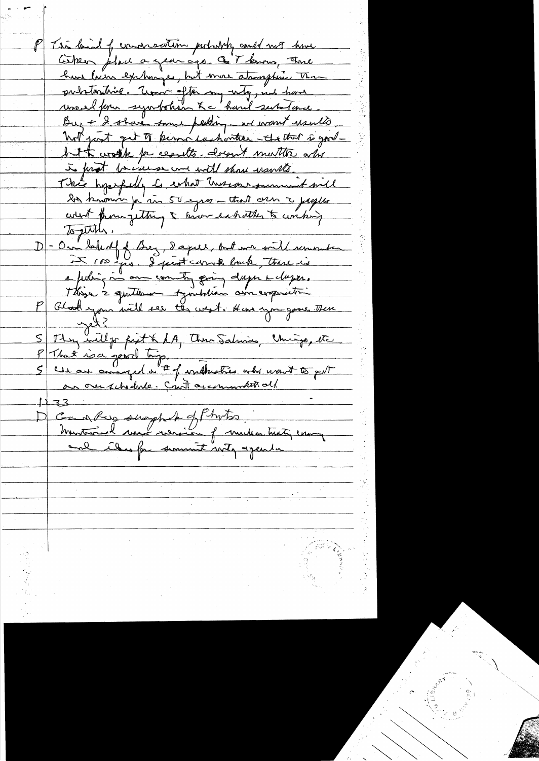P This kind of conversation probably could not have taken place a year ago. As I know, there have been exchanges, but more atmospheric than substantive. Now after my visit, we have moved from symbolism to hard substance. Brez + I share same feeling – we want results. Not just get to know each other – that that is good – but to work for results. Doesn't matter who is first because we will show results. This hopefully is what Moscow summit will be known for in 50 yrs – that our 2 peoples went from getting to know each other to working together.

D – On behalf of Brez, I agree, but we will remember it 100 yrs. I just came back, there is a feeling in our country going deeper & deeper. These 2 gentlemen symbolize our cooperation.

P Glad you will see the west. Have you gone there yet?

S They will go first to LA, then Salinas, Chicago, etc.

P That is a good trip.

S We are amazed at # of industries who want to get on our schedule. Can't accommodate all.

1233

D Came Brez snapshot of Photos.

Mentioned new version of nuclear treaty energy and ideas for summit visit agenda